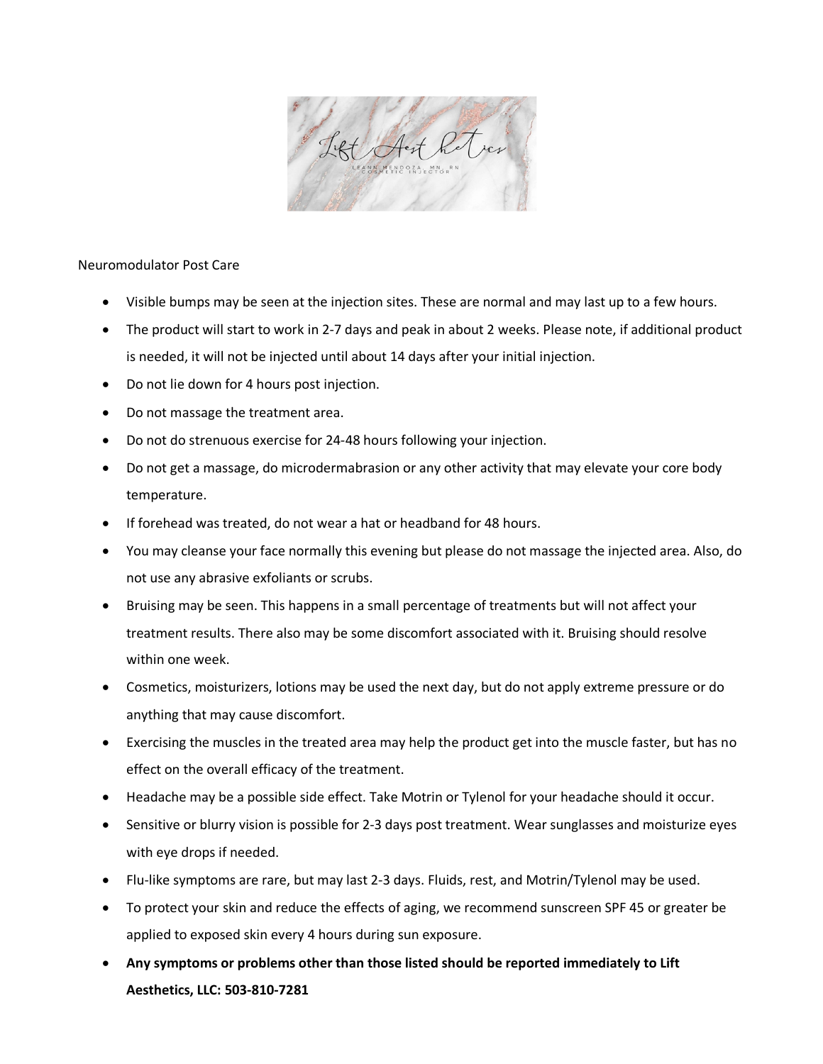Lift Aesthetics

LEANN MENDOZA, MN, RN
COSMETIC INJECTOR

Neuromodulator Post Care

- Visible bumps may be seen at the injection sites. These are normal and may last up to a few hours.
- The product will start to work in 2-7 days and peak in about 2 weeks. Please note, if additional product is needed, it will not be injected until about 14 days after your initial injection.
- Do not lie down for 4 hours post injection.
- Do not massage the treatment area.
- Do not do strenuous exercise for 24-48 hours following your injection.
- Do not get a massage, do microdermabrasion or any other activity that may elevate your core body temperature.
- If forehead was treated, do not wear a hat or headband for 48 hours.
- You may cleanse your face normally this evening but please do not massage the injected area. Also, do not use any abrasive exfoliants or scrubs.
- Bruising may be seen. This happens in a small percentage of treatments but will not affect your treatment results. There also may be some discomfort associated with it. Bruising should resolve within one week.
- Cosmetics, moisturizers, lotions may be used the next day, but do not apply extreme pressure or do anything that may cause discomfort.
- Exercising the muscles in the treated area may help the product get into the muscle faster, but has no effect on the overall efficacy of the treatment.
- Headache may be a possible side effect. Take Motrin or Tylenol for your headache should it occur.
- Sensitive or blurry vision is possible for 2-3 days post treatment. Wear sunglasses and moisturize eyes with eye drops if needed.
- Flu-like symptoms are rare, but may last 2-3 days. Fluids, rest, and Motrin/Tylenol may be used.
- To protect your skin and reduce the effects of aging, we recommend sunscreen SPF 45 or greater be applied to exposed skin every 4 hours during sun exposure.
- **Any symptoms or problems other than those listed should be reported immediately to Lift Aesthetics, LLC: 503-810-7281**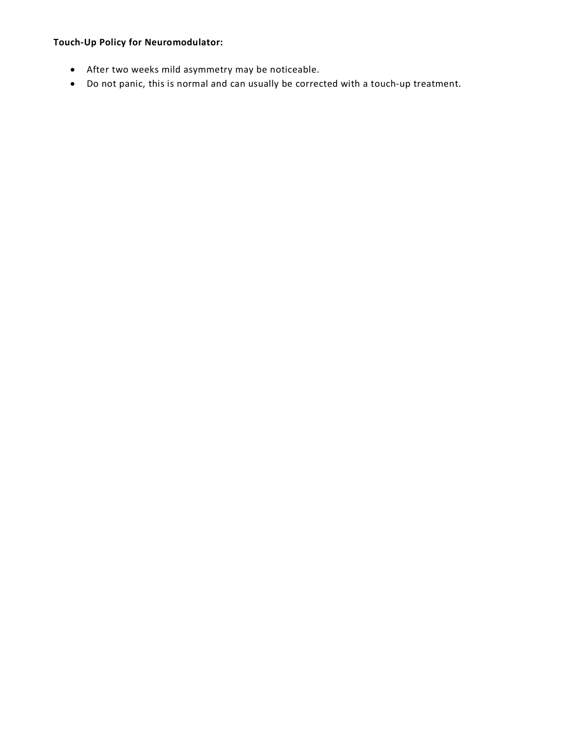**Touch-Up Policy for Neuromodulator:**

- After two weeks mild asymmetry may be noticeable.
- Do not panic, this is normal and can usually be corrected with a touch-up treatment.